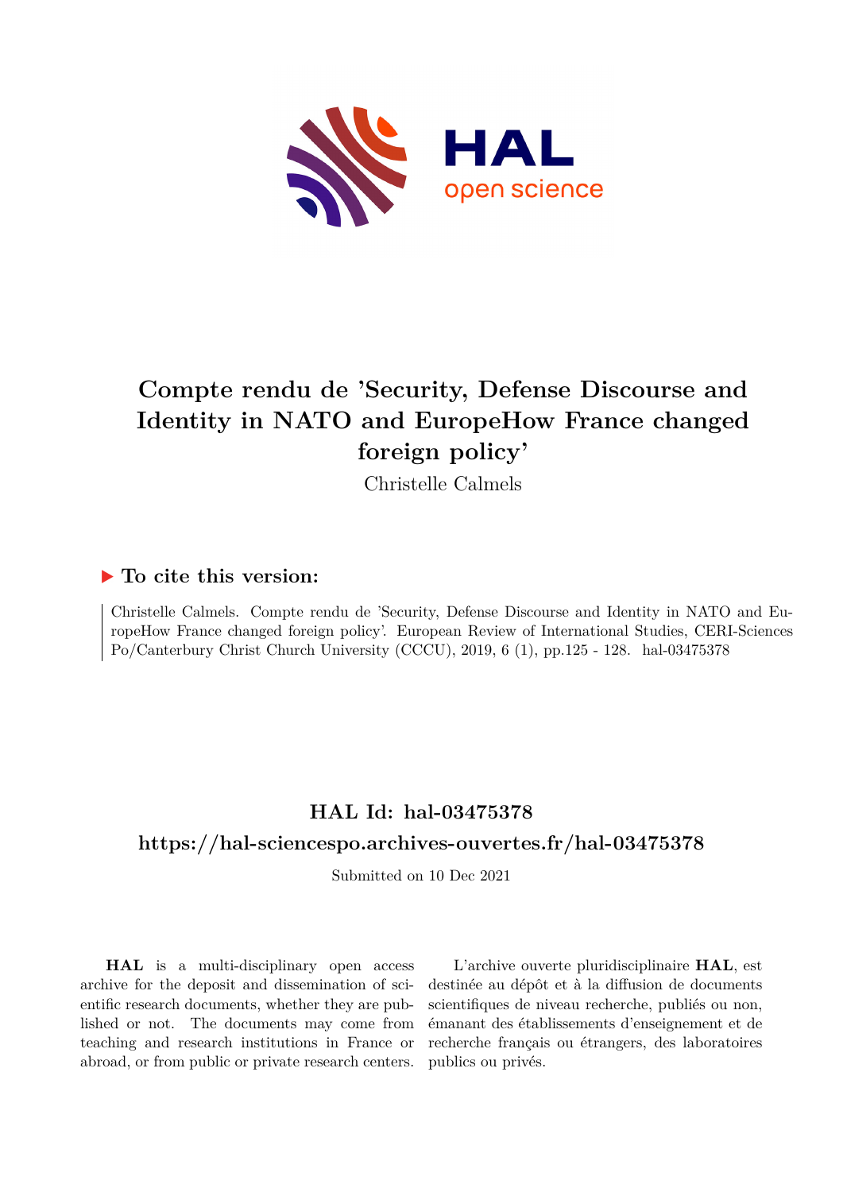# Compte rendu de 'Security, Defense Discourse and Identity in NATO and EuropeHow France changed foreign policy'

Christelle Calmels

## ▶ To cite this version:

Christelle Calmels. Compte rendu de 'Security, Defense Discourse and Identity in NATO and EuropeHow France changed foreign policy'. European Review of International Studies, CERI-Sciences Po/Canterbury Christ Church University (CCCU), 2019, 6 (1), pp.125 - 128. hal-03475378

## HAL Id: hal-03475378

## https://hal-sciencespo.archives-ouvertes.fr/hal-03475378

Submitted on 10 Dec 2021

**HAL** is a multi-disciplinary open access archive for the deposit and dissemination of scientific research documents, whether they are published or not. The documents may come from teaching and research institutions in France or abroad, or from public or private research centers.

L'archive ouverte pluridisciplinaire **HAL**, est destinée au dépôt et à la diffusion de documents scientifiques de niveau recherche, publiés ou non, émanant des établissements d'enseignement et de recherche français ou étrangers, des laboratoires publics ou privés.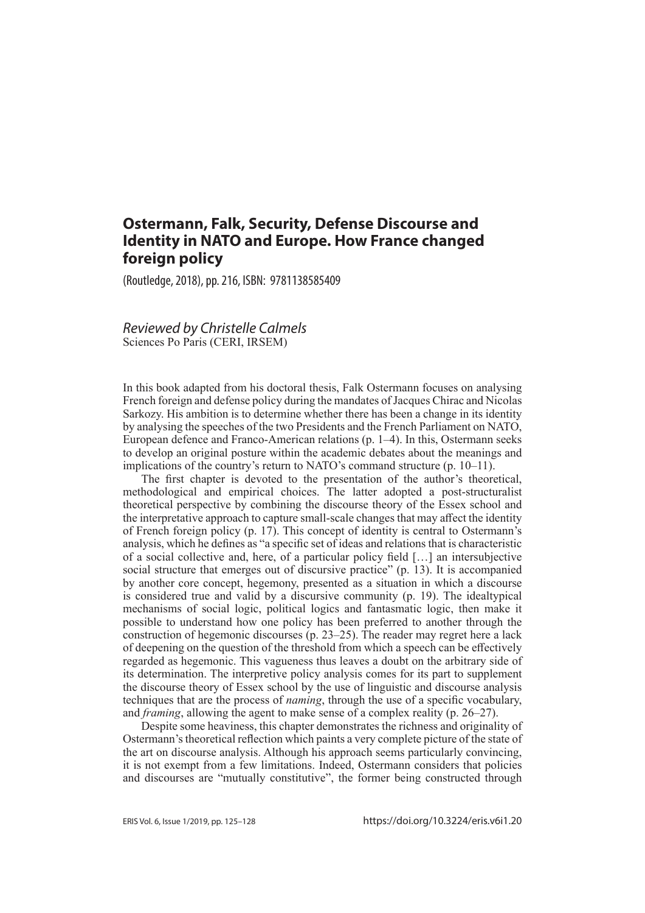## Ostermann, Falk, Security, Defense Discourse and Identity in NATO and Europe. How France changed foreign policy

(Routledge, 2018), pp. 216, ISBN: 9781138585409

*Reviewed by Christelle Calmels*
Sciences Po Paris (CERI, IRSEM)

In this book adapted from his doctoral thesis, Falk Ostermann focuses on analysing French foreign and defense policy during the mandates of Jacques Chirac and Nicolas Sarkozy. His ambition is to determine whether there has been a change in its identity by analysing the speeches of the two Presidents and the French Parliament on NATO, European defence and Franco-American relations (p. 1–4). In this, Ostermann seeks to develop an original posture within the academic debates about the meanings and implications of the country's return to NATO's command structure (p. 10–11).

The first chapter is devoted to the presentation of the author's theoretical, methodological and empirical choices. The latter adopted a post-structuralist theoretical perspective by combining the discourse theory of the Essex school and the interpretative approach to capture small-scale changes that may affect the identity of French foreign policy (p. 17). This concept of identity is central to Ostermann's analysis, which he defines as "a specific set of ideas and relations that is characteristic of a social collective and, here, of a particular policy field […] an intersubjective social structure that emerges out of discursive practice" (p. 13). It is accompanied by another core concept, hegemony, presented as a situation in which a discourse is considered true and valid by a discursive community (p. 19). The idealtypical mechanisms of social logic, political logics and fantasmatic logic, then make it possible to understand how one policy has been preferred to another through the construction of hegemonic discourses (p. 23–25). The reader may regret here a lack of deepening on the question of the threshold from which a speech can be effectively regarded as hegemonic. This vagueness thus leaves a doubt on the arbitrary side of its determination. The interpretive policy analysis comes for its part to supplement the discourse theory of Essex school by the use of linguistic and discourse analysis techniques that are the process of *naming*, through the use of a specific vocabulary, and *framing*, allowing the agent to make sense of a complex reality (p. 26–27).

Despite some heaviness, this chapter demonstrates the richness and originality of Ostermann's theoretical reflection which paints a very complete picture of the state of the art on discourse analysis. Although his approach seems particularly convincing, it is not exempt from a few limitations. Indeed, Ostermann considers that policies and discourses are "mutually constitutive", the former being constructed through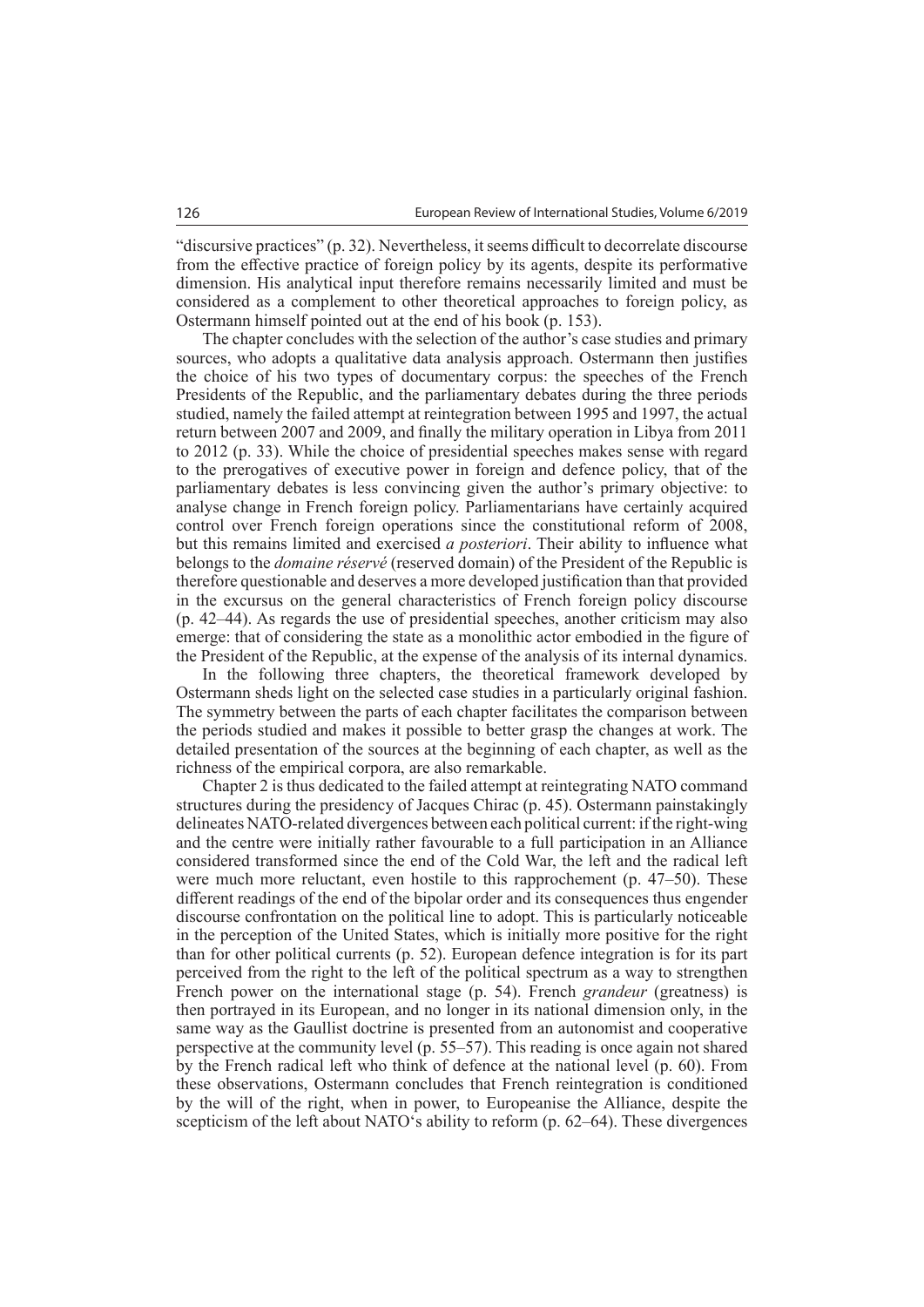"discursive practices" (p. 32). Nevertheless, it seems difficult to decorrelate discourse from the effective practice of foreign policy by its agents, despite its performative dimension. His analytical input therefore remains necessarily limited and must be considered as a complement to other theoretical approaches to foreign policy, as Ostermann himself pointed out at the end of his book (p. 153).

The chapter concludes with the selection of the author's case studies and primary sources, who adopts a qualitative data analysis approach. Ostermann then justifies the choice of his two types of documentary corpus: the speeches of the French Presidents of the Republic, and the parliamentary debates during the three periods studied, namely the failed attempt at reintegration between 1995 and 1997, the actual return between 2007 and 2009, and finally the military operation in Libya from 2011 to 2012 (p. 33). While the choice of presidential speeches makes sense with regard to the prerogatives of executive power in foreign and defence policy, that of the parliamentary debates is less convincing given the author's primary objective: to analyse change in French foreign policy. Parliamentarians have certainly acquired control over French foreign operations since the constitutional reform of 2008, but this remains limited and exercised *a posteriori*. Their ability to influence what belongs to the *domaine réservé* (reserved domain) of the President of the Republic is therefore questionable and deserves a more developed justification than that provided in the excursus on the general characteristics of French foreign policy discourse (p. 42–44). As regards the use of presidential speeches, another criticism may also emerge: that of considering the state as a monolithic actor embodied in the figure of the President of the Republic, at the expense of the analysis of its internal dynamics.

In the following three chapters, the theoretical framework developed by Ostermann sheds light on the selected case studies in a particularly original fashion. The symmetry between the parts of each chapter facilitates the comparison between the periods studied and makes it possible to better grasp the changes at work. The detailed presentation of the sources at the beginning of each chapter, as well as the richness of the empirical corpora, are also remarkable.

Chapter 2 is thus dedicated to the failed attempt at reintegrating NATO command structures during the presidency of Jacques Chirac (p. 45). Ostermann painstakingly delineates NATO-related divergences between each political current: if the right-wing and the centre were initially rather favourable to a full participation in an Alliance considered transformed since the end of the Cold War, the left and the radical left were much more reluctant, even hostile to this rapprochement (p. 47–50). These different readings of the end of the bipolar order and its consequences thus engender discourse confrontation on the political line to adopt. This is particularly noticeable in the perception of the United States, which is initially more positive for the right than for other political currents (p. 52). European defence integration is for its part perceived from the right to the left of the political spectrum as a way to strengthen French power on the international stage (p. 54). French *grandeur* (greatness) is then portrayed in its European, and no longer in its national dimension only, in the same way as the Gaullist doctrine is presented from an autonomist and cooperative perspective at the community level (p. 55–57). This reading is once again not shared by the French radical left who think of defence at the national level (p. 60). From these observations, Ostermann concludes that French reintegration is conditioned by the will of the right, when in power, to Europeanise the Alliance, despite the scepticism of the left about NATO's ability to reform (p. 62–64). These divergences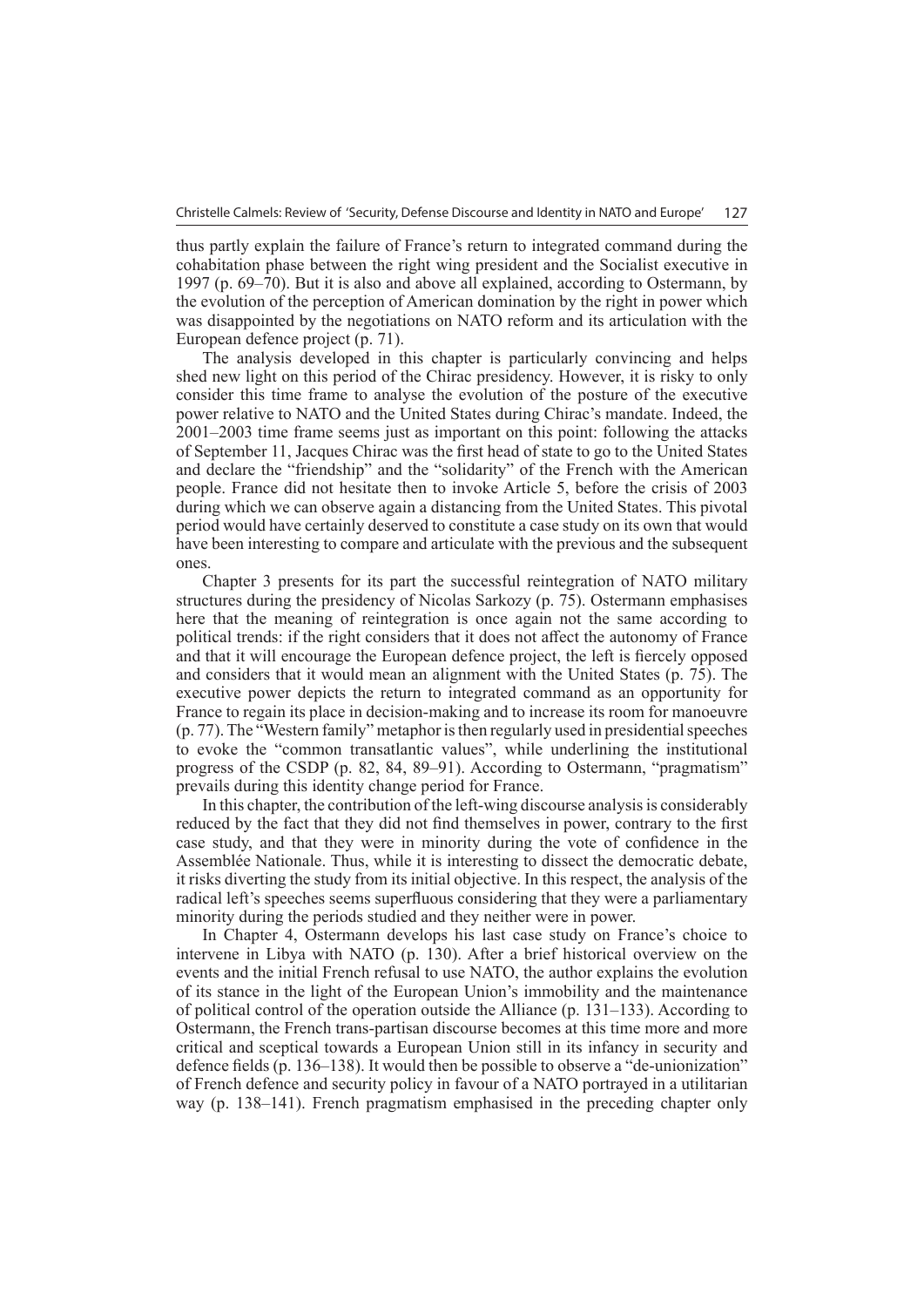thus partly explain the failure of France's return to integrated command during the cohabitation phase between the right wing president and the Socialist executive in 1997 (p. 69–70). But it is also and above all explained, according to Ostermann, by the evolution of the perception of American domination by the right in power which was disappointed by the negotiations on NATO reform and its articulation with the European defence project (p. 71).

The analysis developed in this chapter is particularly convincing and helps shed new light on this period of the Chirac presidency. However, it is risky to only consider this time frame to analyse the evolution of the posture of the executive power relative to NATO and the United States during Chirac's mandate. Indeed, the 2001–2003 time frame seems just as important on this point: following the attacks of September 11, Jacques Chirac was the first head of state to go to the United States and declare the "friendship" and the "solidarity" of the French with the American people. France did not hesitate then to invoke Article 5, before the crisis of 2003 during which we can observe again a distancing from the United States. This pivotal period would have certainly deserved to constitute a case study on its own that would have been interesting to compare and articulate with the previous and the subsequent ones.

Chapter 3 presents for its part the successful reintegration of NATO military structures during the presidency of Nicolas Sarkozy (p. 75). Ostermann emphasises here that the meaning of reintegration is once again not the same according to political trends: if the right considers that it does not affect the autonomy of France and that it will encourage the European defence project, the left is fiercely opposed and considers that it would mean an alignment with the United States (p. 75). The executive power depicts the return to integrated command as an opportunity for France to regain its place in decision-making and to increase its room for manoeuvre (p. 77). The "Western family" metaphor is then regularly used in presidential speeches to evoke the "common transatlantic values", while underlining the institutional progress of the CSDP (p. 82, 84, 89–91). According to Ostermann, "pragmatism" prevails during this identity change period for France.

In this chapter, the contribution of the left-wing discourse analysis is considerably reduced by the fact that they did not find themselves in power, contrary to the first case study, and that they were in minority during the vote of confidence in the Assemblée Nationale. Thus, while it is interesting to dissect the democratic debate, it risks diverting the study from its initial objective. In this respect, the analysis of the radical left's speeches seems superfluous considering that they were a parliamentary minority during the periods studied and they neither were in power.

In Chapter 4, Ostermann develops his last case study on France's choice to intervene in Libya with NATO (p. 130). After a brief historical overview on the events and the initial French refusal to use NATO, the author explains the evolution of its stance in the light of the European Union's immobility and the maintenance of political control of the operation outside the Alliance (p. 131–133). According to Ostermann, the French trans-partisan discourse becomes at this time more and more critical and sceptical towards a European Union still in its infancy in security and defence fields (p. 136–138). It would then be possible to observe a "de-unionization" of French defence and security policy in favour of a NATO portrayed in a utilitarian way (p. 138–141). French pragmatism emphasised in the preceding chapter only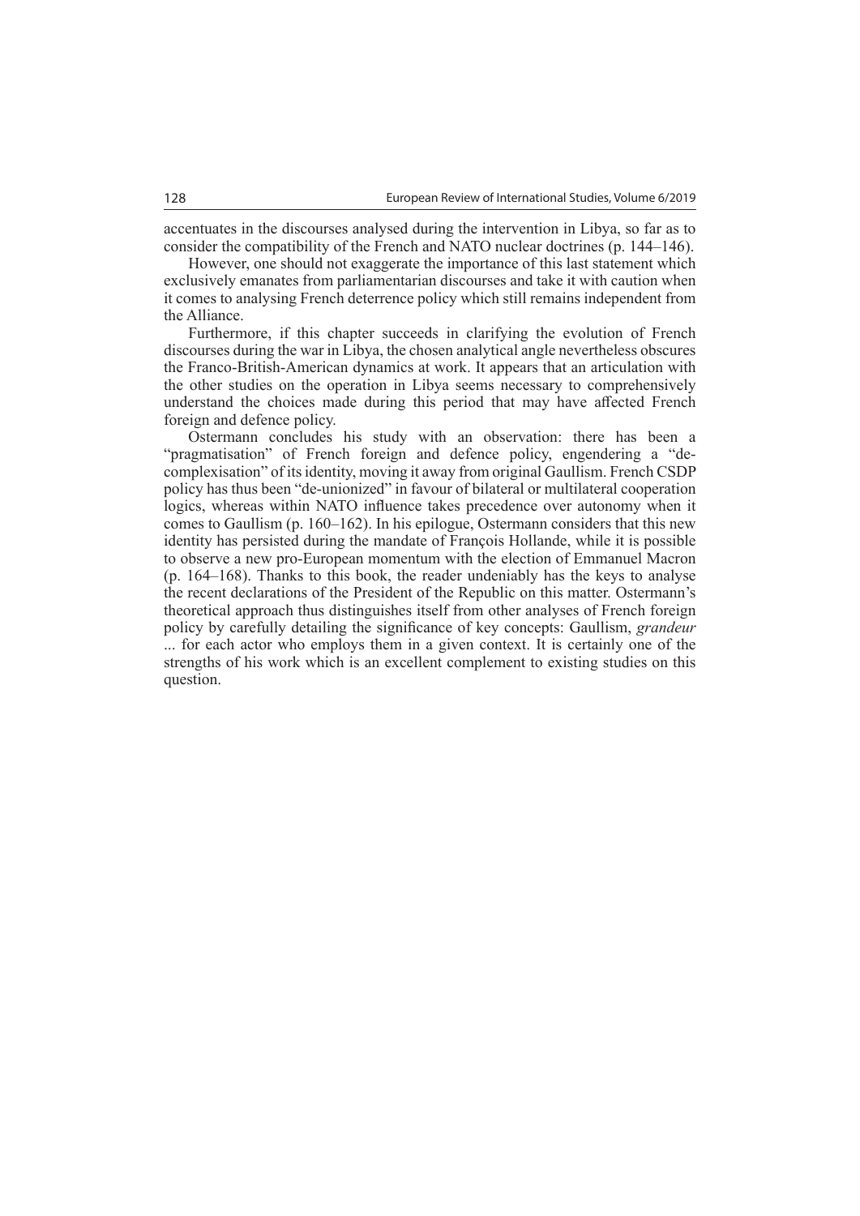accentuates in the discourses analysed during the intervention in Libya, so far as to consider the compatibility of the French and NATO nuclear doctrines (p. 144–146).

However, one should not exaggerate the importance of this last statement which exclusively emanates from parliamentarian discourses and take it with caution when it comes to analysing French deterrence policy which still remains independent from the Alliance.

Furthermore, if this chapter succeeds in clarifying the evolution of French discourses during the war in Libya, the chosen analytical angle nevertheless obscures the Franco-British-American dynamics at work. It appears that an articulation with the other studies on the operation in Libya seems necessary to comprehensively understand the choices made during this period that may have affected French foreign and defence policy.

Ostermann concludes his study with an observation: there has been a "pragmatisation" of French foreign and defence policy, engendering a "de-complexisation" of its identity, moving it away from original Gaullism. French CSDP policy has thus been "de-unionized" in favour of bilateral or multilateral cooperation logics, whereas within NATO influence takes precedence over autonomy when it comes to Gaullism (p. 160–162). In his epilogue, Ostermann considers that this new identity has persisted during the mandate of François Hollande, while it is possible to observe a new pro-European momentum with the election of Emmanuel Macron (p. 164–168). Thanks to this book, the reader undeniably has the keys to analyse the recent declarations of the President of the Republic on this matter. Ostermann's theoretical approach thus distinguishes itself from other analyses of French foreign policy by carefully detailing the significance of key concepts: Gaullism, *grandeur* ... for each actor who employs them in a given context. It is certainly one of the strengths of his work which is an excellent complement to existing studies on this question.